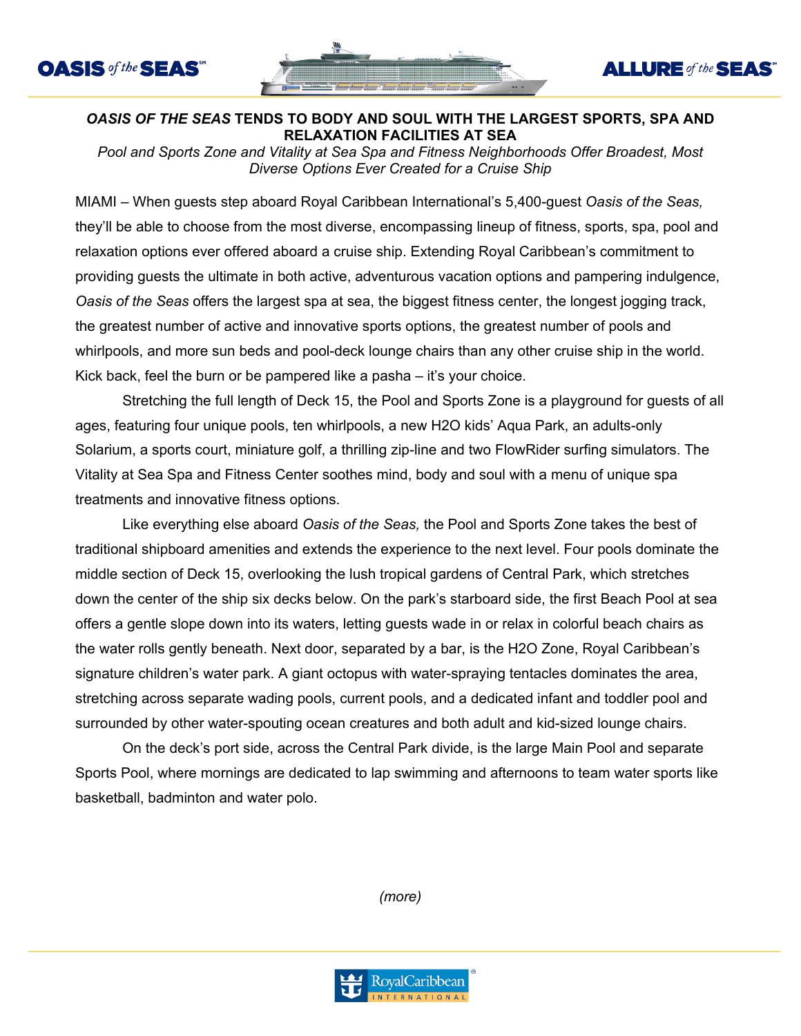# *OASIS OF THE SEAS* TENDS TO BODY AND SOUL WITH THE LARGEST SPORTS, SPA AND RELAXATION FACILITIES AT SEA

*Pool and Sports Zone and Vitality at Sea Spa and Fitness Neighborhoods Offer Broadest, Most Diverse Options Ever Created for a Cruise Ship*

MIAMI – When guests step aboard Royal Caribbean International's 5,400-guest *Oasis of the Seas,* they'll be able to choose from the most diverse, encompassing lineup of fitness, sports, spa, pool and relaxation options ever offered aboard a cruise ship. Extending Royal Caribbean's commitment to providing guests the ultimate in both active, adventurous vacation options and pampering indulgence, *Oasis of the Seas* offers the largest spa at sea, the biggest fitness center, the longest jogging track, the greatest number of active and innovative sports options, the greatest number of pools and whirlpools, and more sun beds and pool-deck lounge chairs than any other cruise ship in the world. Kick back, feel the burn or be pampered like a pasha – it's your choice.

Stretching the full length of Deck 15, the Pool and Sports Zone is a playground for guests of all ages, featuring four unique pools, ten whirlpools, a new H2O kids' Aqua Park, an adults-only Solarium, a sports court, miniature golf, a thrilling zip-line and two FlowRider surfing simulators. The Vitality at Sea Spa and Fitness Center soothes mind, body and soul with a menu of unique spa treatments and innovative fitness options.

Like everything else aboard *Oasis of the Seas,* the Pool and Sports Zone takes the best of traditional shipboard amenities and extends the experience to the next level. Four pools dominate the middle section of Deck 15, overlooking the lush tropical gardens of Central Park, which stretches down the center of the ship six decks below. On the park's starboard side, the first Beach Pool at sea offers a gentle slope down into its waters, letting guests wade in or relax in colorful beach chairs as the water rolls gently beneath. Next door, separated by a bar, is the H2O Zone, Royal Caribbean's signature children's water park. A giant octopus with water-spraying tentacles dominates the area, stretching across separate wading pools, current pools, and a dedicated infant and toddler pool and surrounded by other water-spouting ocean creatures and both adult and kid-sized lounge chairs.

On the deck's port side, across the Central Park divide, is the large Main Pool and separate Sports Pool, where mornings are dedicated to lap swimming and afternoons to team water sports like basketball, badminton and water polo.

*(more)*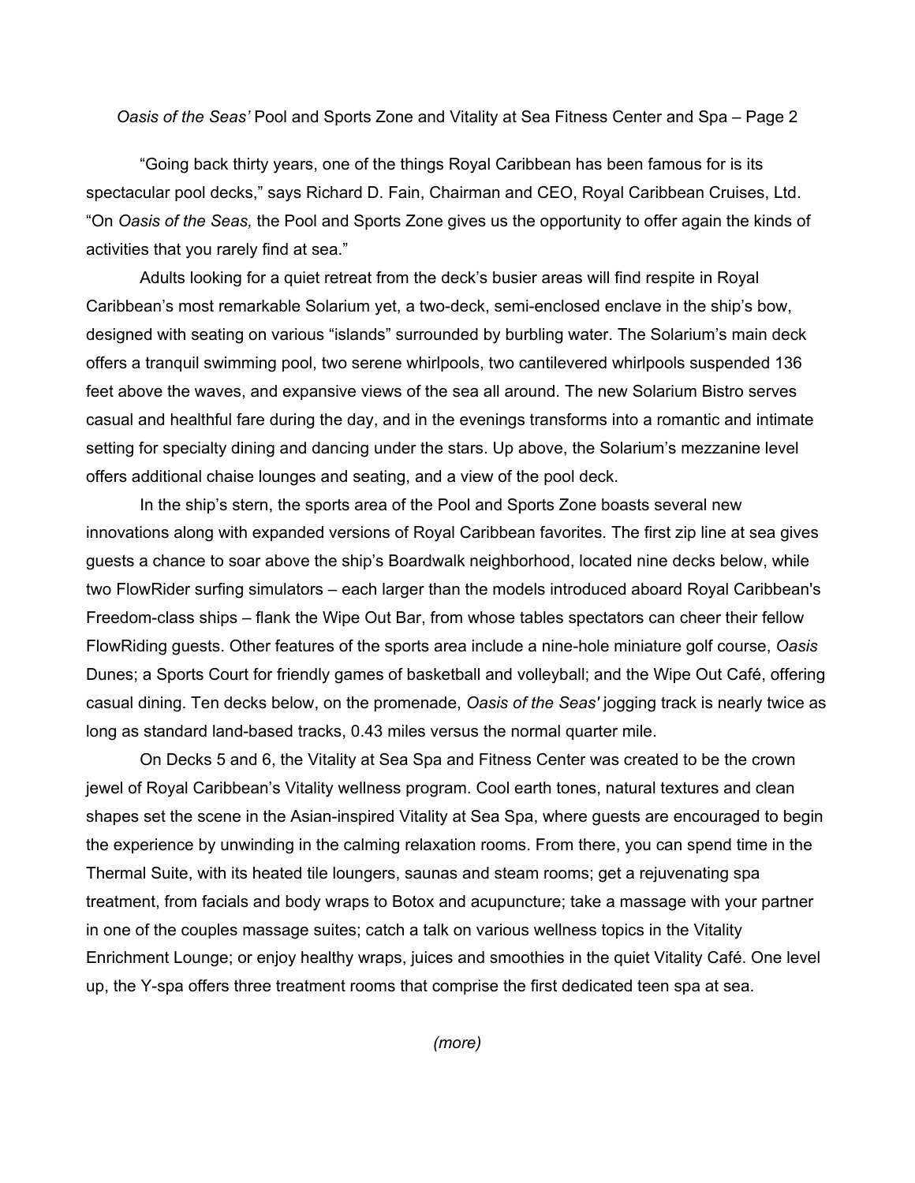"Going back thirty years, one of the things Royal Caribbean has been famous for is its spectacular pool decks," says Richard D. Fain, Chairman and CEO, Royal Caribbean Cruises, Ltd. "On *Oasis of the Seas,* the Pool and Sports Zone gives us the opportunity to offer again the kinds of activities that you rarely find at sea."

Adults looking for a quiet retreat from the deck's busier areas will find respite in Royal Caribbean's most remarkable Solarium yet, a two-deck, semi-enclosed enclave in the ship's bow, designed with seating on various "islands" surrounded by burbling water. The Solarium's main deck offers a tranquil swimming pool, two serene whirlpools, two cantilevered whirlpools suspended 136 feet above the waves, and expansive views of the sea all around. The new Solarium Bistro serves casual and healthful fare during the day, and in the evenings transforms into a romantic and intimate setting for specialty dining and dancing under the stars. Up above, the Solarium's mezzanine level offers additional chaise lounges and seating, and a view of the pool deck.

In the ship's stern, the sports area of the Pool and Sports Zone boasts several new innovations along with expanded versions of Royal Caribbean favorites. The first zip line at sea gives guests a chance to soar above the ship's Boardwalk neighborhood, located nine decks below, while two FlowRider surfing simulators – each larger than the models introduced aboard Royal Caribbean's Freedom-class ships – flank the Wipe Out Bar, from whose tables spectators can cheer their fellow FlowRiding guests. Other features of the sports area include a nine-hole miniature golf course, *Oasis* Dunes; a Sports Court for friendly games of basketball and volleyball; and the Wipe Out Café, offering casual dining. Ten decks below, on the promenade, *Oasis of the Seas'* jogging track is nearly twice as long as standard land-based tracks, 0.43 miles versus the normal quarter mile.

On Decks 5 and 6, the Vitality at Sea Spa and Fitness Center was created to be the crown jewel of Royal Caribbean's Vitality wellness program. Cool earth tones, natural textures and clean shapes set the scene in the Asian-inspired Vitality at Sea Spa, where guests are encouraged to begin the experience by unwinding in the calming relaxation rooms. From there, you can spend time in the Thermal Suite, with its heated tile loungers, saunas and steam rooms; get a rejuvenating spa treatment, from facials and body wraps to Botox and acupuncture; take a massage with your partner in one of the couples massage suites; catch a talk on various wellness topics in the Vitality Enrichment Lounge; or enjoy healthy wraps, juices and smoothies in the quiet Vitality Café. One level up, the Y-spa offers three treatment rooms that comprise the first dedicated teen spa at sea.

*(more)*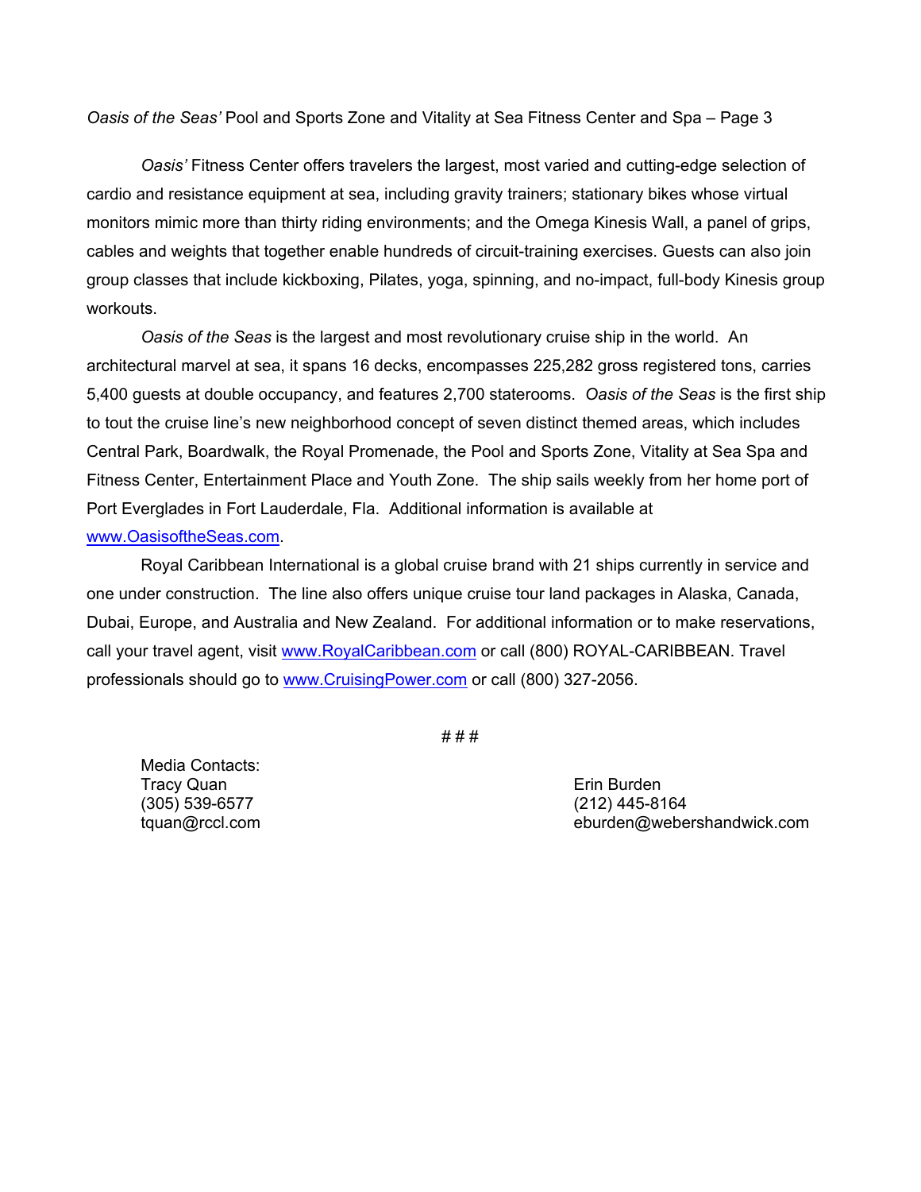*Oasis'* Fitness Center offers travelers the largest, most varied and cutting-edge selection of cardio and resistance equipment at sea, including gravity trainers; stationary bikes whose virtual monitors mimic more than thirty riding environments; and the Omega Kinesis Wall, a panel of grips, cables and weights that together enable hundreds of circuit-training exercises. Guests can also join group classes that include kickboxing, Pilates, yoga, spinning, and no-impact, full-body Kinesis group workouts.

*Oasis of the Seas* is the largest and most revolutionary cruise ship in the world. An architectural marvel at sea, it spans 16 decks, encompasses 225,282 gross registered tons, carries 5,400 guests at double occupancy, and features 2,700 staterooms. *Oasis of the Seas* is the first ship to tout the cruise line's new neighborhood concept of seven distinct themed areas, which includes Central Park, Boardwalk, the Royal Promenade, the Pool and Sports Zone, Vitality at Sea Spa and Fitness Center, Entertainment Place and Youth Zone. The ship sails weekly from her home port of Port Everglades in Fort Lauderdale, Fla. Additional information is available at www.OasisoftheSeas.com.

Royal Caribbean International is a global cruise brand with 21 ships currently in service and one under construction. The line also offers unique cruise tour land packages in Alaska, Canada, Dubai, Europe, and Australia and New Zealand. For additional information or to make reservations, call your travel agent, visit www.RoyalCaribbean.com or call (800) ROYAL-CARIBBEAN. Travel professionals should go to www.CruisingPower.com or call (800) 327-2056.

# # #

Media Contacts:

Tracy Quan
(305) 539-6577
tquan@rccl.com

Erin Burden
(212) 445-8164
eburden@webershandwick.com